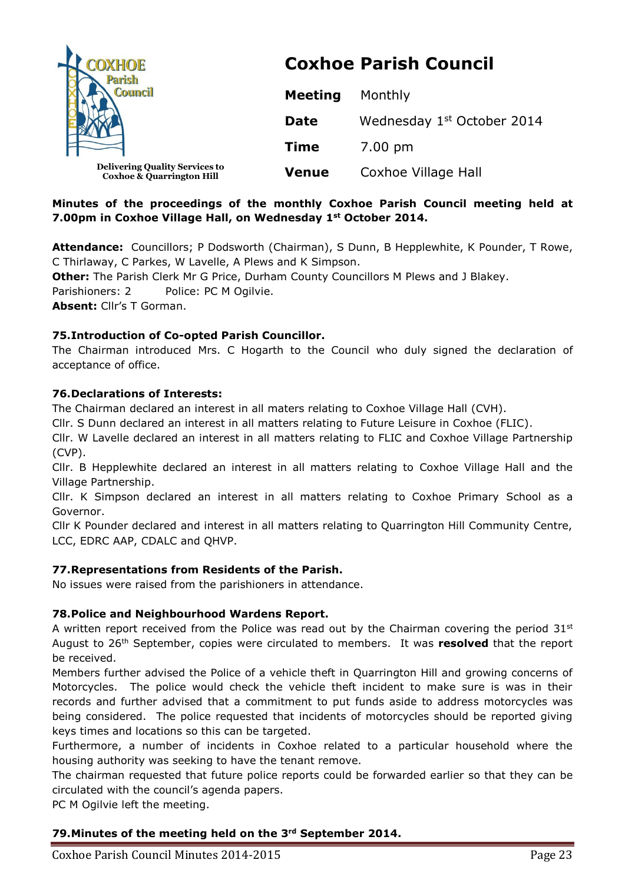COXHOE Parish Council

Delivering Quality Services to Coxhoe & Quarrington Hill

# Coxhoe Parish Council

| | |
|---|---|
| **Meeting** | Monthly |
| **Date** | Wednesday 1st October 2014 |
| **Time** | 7.00 pm |
| **Venue** | Coxhoe Village Hall |

**Minutes of the proceedings of the monthly Coxhoe Parish Council meeting held at 7.00pm in Coxhoe Village Hall, on Wednesday 1st October 2014.**

**Attendance:** Councillors; P Dodsworth (Chairman), S Dunn, B Hepplewhite, K Pounder, T Rowe, C Thirlaway, C Parkes, W Lavelle, A Plews and K Simpson.
**Other:** The Parish Clerk Mr G Price, Durham County Councillors M Plews and J Blakey.
Parishioners: 2 Police: PC M Ogilvie.
**Absent:** Cllr's T Gorman.

### 75. Introduction of Co-opted Parish Councillor.

The Chairman introduced Mrs. C Hogarth to the Council who duly signed the declaration of acceptance of office.

### 76. Declarations of Interests:

The Chairman declared an interest in all maters relating to Coxhoe Village Hall (CVH).
Cllr. S Dunn declared an interest in all matters relating to Future Leisure in Coxhoe (FLIC).
Cllr. W Lavelle declared an interest in all matters relating to FLIC and Coxhoe Village Partnership (CVP).
Cllr. B Hepplewhite declared an interest in all matters relating to Coxhoe Village Hall and the Village Partnership.
Cllr. K Simpson declared an interest in all matters relating to Coxhoe Primary School as a Governor.
Cllr K Pounder declared and interest in all matters relating to Quarrington Hill Community Centre, LCC, EDRC AAP, CDALC and QHVP.

### 77. Representations from Residents of the Parish.

No issues were raised from the parishioners in attendance.

### 78. Police and Neighbourhood Wardens Report.

A written report received from the Police was read out by the Chairman covering the period 31st August to 26th September, copies were circulated to members. It was **resolved** that the report be received.
Members further advised the Police of a vehicle theft in Quarrington Hill and growing concerns of Motorcycles. The police would check the vehicle theft incident to make sure is was in their records and further advised that a commitment to put funds aside to address motorcycles was being considered. The police requested that incidents of motorcycles should be reported giving keys times and locations so this can be targeted.
Furthermore, a number of incidents in Coxhoe related to a particular household where the housing authority was seeking to have the tenant remove.
The chairman requested that future police reports could be forwarded earlier so that they can be circulated with the council's agenda papers.
PC M Ogilvie left the meeting.

### 79. Minutes of the meeting held on the 3rd September 2014.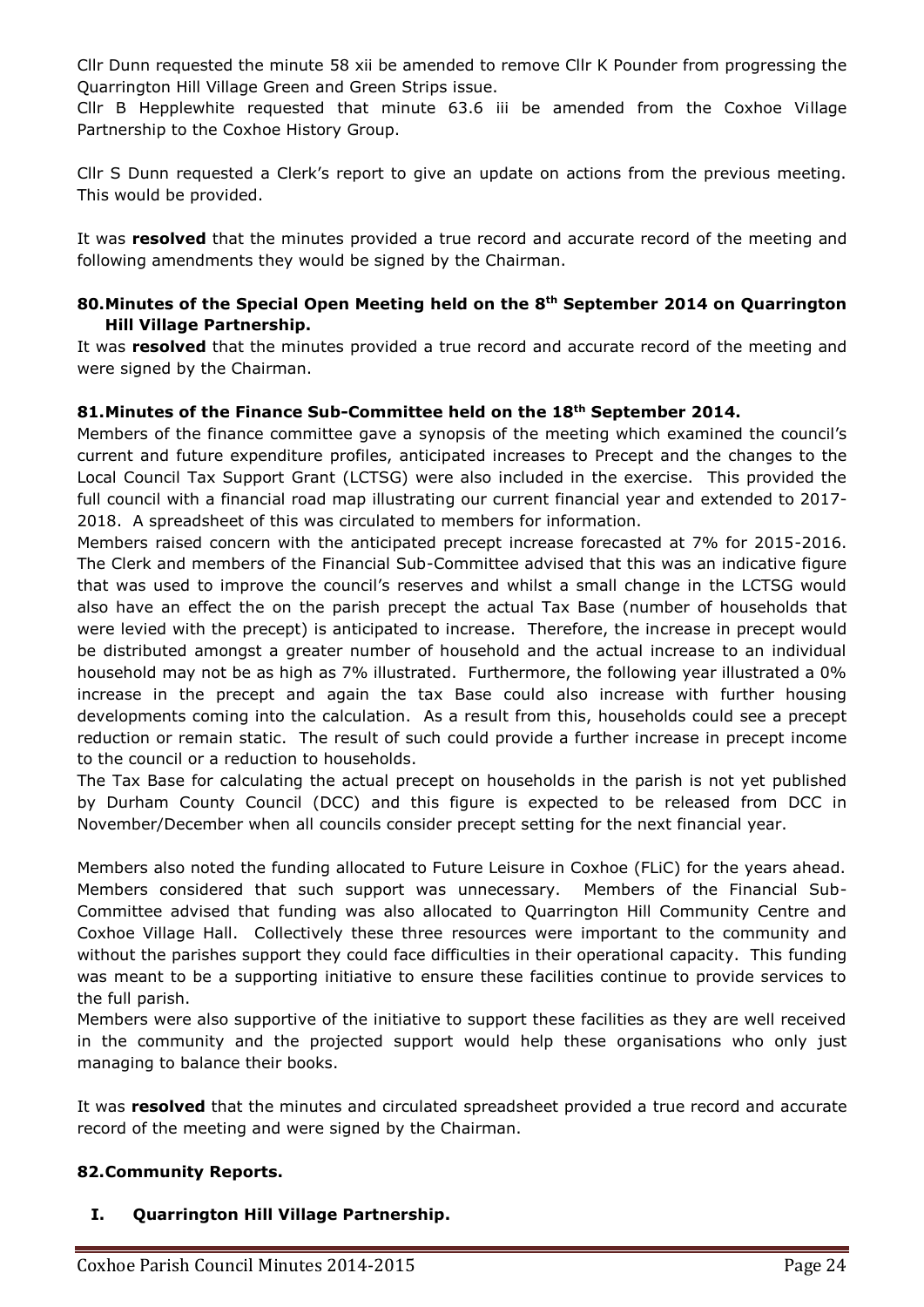Cllr Dunn requested the minute 58 xii be amended to remove Cllr K Pounder from progressing the Quarrington Hill Village Green and Green Strips issue.
Cllr B Hepplewhite requested that minute 63.6 iii be amended from the Coxhoe Village Partnership to the Coxhoe History Group.

Cllr S Dunn requested a Clerk's report to give an update on actions from the previous meeting. This would be provided.

It was **resolved** that the minutes provided a true record and accurate record of the meeting and following amendments they would be signed by the Chairman.

### 80. Minutes of the Special Open Meeting held on the 8th September 2014 on Quarrington Hill Village Partnership.

It was **resolved** that the minutes provided a true record and accurate record of the meeting and were signed by the Chairman.

### 81. Minutes of the Finance Sub-Committee held on the 18th September 2014.

Members of the finance committee gave a synopsis of the meeting which examined the council's current and future expenditure profiles, anticipated increases to Precept and the changes to the Local Council Tax Support Grant (LCTSG) were also included in the exercise. This provided the full council with a financial road map illustrating our current financial year and extended to 2017-2018. A spreadsheet of this was circulated to members for information.

Members raised concern with the anticipated precept increase forecasted at 7% for 2015-2016. The Clerk and members of the Financial Sub-Committee advised that this was an indicative figure that was used to improve the council's reserves and whilst a small change in the LCTSG would also have an effect the on the parish precept the actual Tax Base (number of households that were levied with the precept) is anticipated to increase. Therefore, the increase in precept would be distributed amongst a greater number of household and the actual increase to an individual household may not be as high as 7% illustrated. Furthermore, the following year illustrated a 0% increase in the precept and again the tax Base could also increase with further housing developments coming into the calculation. As a result from this, households could see a precept reduction or remain static. The result of such could provide a further increase in precept income to the council or a reduction to households.

The Tax Base for calculating the actual precept on households in the parish is not yet published by Durham County Council (DCC) and this figure is expected to be released from DCC in November/December when all councils consider precept setting for the next financial year.

Members also noted the funding allocated to Future Leisure in Coxhoe (FLiC) for the years ahead. Members considered that such support was unnecessary. Members of the Financial Sub-Committee advised that funding was also allocated to Quarrington Hill Community Centre and Coxhoe Village Hall. Collectively these three resources were important to the community and without the parishes support they could face difficulties in their operational capacity. This funding was meant to be a supporting initiative to ensure these facilities continue to provide services to the full parish.

Members were also supportive of the initiative to support these facilities as they are well received in the community and the projected support would help these organisations who only just managing to balance their books.

It was **resolved** that the minutes and circulated spreadsheet provided a true record and accurate record of the meeting and were signed by the Chairman.

### 82. Community Reports.

**I. Quarrington Hill Village Partnership.**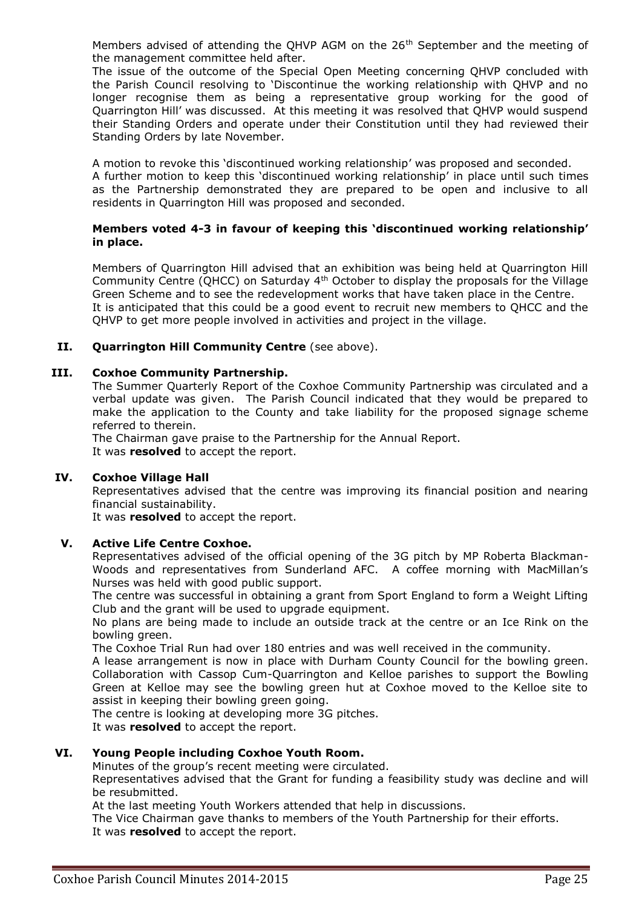Members advised of attending the QHVP AGM on the 26th September and the meeting of the management committee held after.

The issue of the outcome of the Special Open Meeting concerning QHVP concluded with the Parish Council resolving to 'Discontinue the working relationship with QHVP and no longer recognise them as being a representative group working for the good of Quarrington Hill' was discussed. At this meeting it was resolved that QHVP would suspend their Standing Orders and operate under their Constitution until they had reviewed their Standing Orders by late November.

A motion to revoke this 'discontinued working relationship' was proposed and seconded.

A further motion to keep this 'discontinued working relationship' in place until such times as the Partnership demonstrated they are prepared to be open and inclusive to all residents in Quarrington Hill was proposed and seconded.

**Members voted 4-3 in favour of keeping this 'discontinued working relationship' in place.**

Members of Quarrington Hill advised that an exhibition was being held at Quarrington Hill Community Centre (QHCC) on Saturday 4th October to display the proposals for the Village Green Scheme and to see the redevelopment works that have taken place in the Centre.

It is anticipated that this could be a good event to recruit new members to QHCC and the QHVP to get more people involved in activities and project in the village.

**II. Quarrington Hill Community Centre** (see above).

**III. Coxhoe Community Partnership.**

The Summer Quarterly Report of the Coxhoe Community Partnership was circulated and a verbal update was given. The Parish Council indicated that they would be prepared to make the application to the County and take liability for the proposed signage scheme referred to therein.

The Chairman gave praise to the Partnership for the Annual Report.

It was **resolved** to accept the report.

**IV. Coxhoe Village Hall**

Representatives advised that the centre was improving its financial position and nearing financial sustainability.

It was **resolved** to accept the report.

**V. Active Life Centre Coxhoe.**

Representatives advised of the official opening of the 3G pitch by MP Roberta Blackman-Woods and representatives from Sunderland AFC. A coffee morning with MacMillan's Nurses was held with good public support.

The centre was successful in obtaining a grant from Sport England to form a Weight Lifting Club and the grant will be used to upgrade equipment.

No plans are being made to include an outside track at the centre or an Ice Rink on the bowling green.

The Coxhoe Trial Run had over 180 entries and was well received in the community.

A lease arrangement is now in place with Durham County Council for the bowling green. Collaboration with Cassop Cum-Quarrington and Kelloe parishes to support the Bowling Green at Kelloe may see the bowling green hut at Coxhoe moved to the Kelloe site to assist in keeping their bowling green going.

The centre is looking at developing more 3G pitches.

It was **resolved** to accept the report.

**VI. Young People including Coxhoe Youth Room.**

Minutes of the group's recent meeting were circulated.

Representatives advised that the Grant for funding a feasibility study was decline and will be resubmitted.

At the last meeting Youth Workers attended that help in discussions.

The Vice Chairman gave thanks to members of the Youth Partnership for their efforts.

It was **resolved** to accept the report.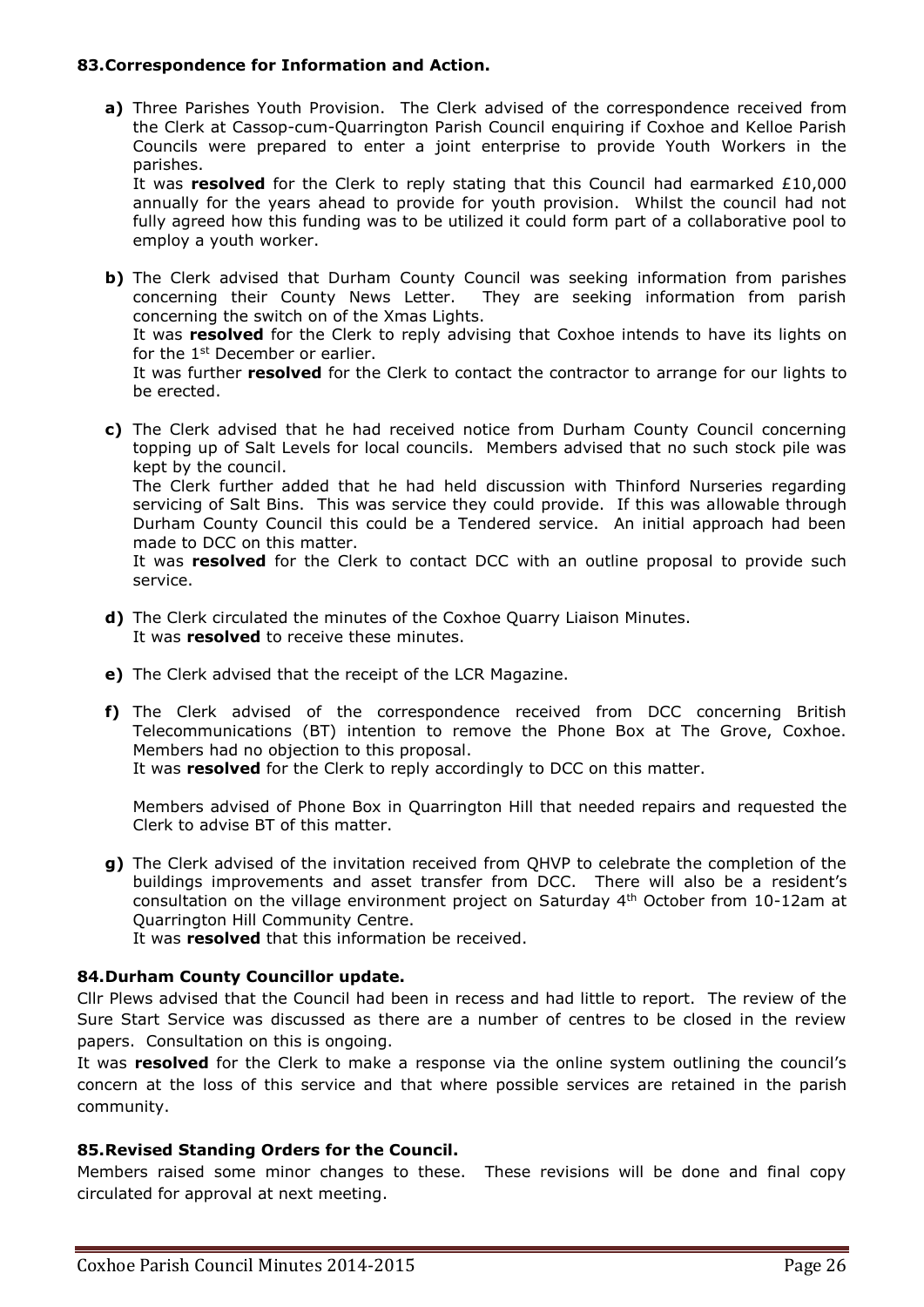### 83. Correspondence for Information and Action.

**a)** Three Parishes Youth Provision. The Clerk advised of the correspondence received from the Clerk at Cassop-cum-Quarrington Parish Council enquiring if Coxhoe and Kelloe Parish Councils were prepared to enter a joint enterprise to provide Youth Workers in the parishes.
It was **resolved** for the Clerk to reply stating that this Council had earmarked £10,000 annually for the years ahead to provide for youth provision. Whilst the council had not fully agreed how this funding was to be utilized it could form part of a collaborative pool to employ a youth worker.

**b)** The Clerk advised that Durham County Council was seeking information from parishes concerning their County News Letter. They are seeking information from parish concerning the switch on of the Xmas Lights.
It was **resolved** for the Clerk to reply advising that Coxhoe intends to have its lights on for the 1st December or earlier.
It was further **resolved** for the Clerk to contact the contractor to arrange for our lights to be erected.

**c)** The Clerk advised that he had received notice from Durham County Council concerning topping up of Salt Levels for local councils. Members advised that no such stock pile was kept by the council.
The Clerk further added that he had held discussion with Thinford Nurseries regarding servicing of Salt Bins. This was service they could provide. If this was allowable through Durham County Council this could be a Tendered service. An initial approach had been made to DCC on this matter.
It was **resolved** for the Clerk to contact DCC with an outline proposal to provide such service.

**d)** The Clerk circulated the minutes of the Coxhoe Quarry Liaison Minutes.
It was **resolved** to receive these minutes.

**e)** The Clerk advised that the receipt of the LCR Magazine.

**f)** The Clerk advised of the correspondence received from DCC concerning British Telecommunications (BT) intention to remove the Phone Box at The Grove, Coxhoe. Members had no objection to this proposal.
It was **resolved** for the Clerk to reply accordingly to DCC on this matter.

Members advised of Phone Box in Quarrington Hill that needed repairs and requested the Clerk to advise BT of this matter.

**g)** The Clerk advised of the invitation received from QHVP to celebrate the completion of the buildings improvements and asset transfer from DCC. There will also be a resident's consultation on the village environment project on Saturday 4th October from 10-12am at Quarrington Hill Community Centre.
It was **resolved** that this information be received.

### 84. Durham County Councillor update.

Cllr Plews advised that the Council had been in recess and had little to report. The review of the Sure Start Service was discussed as there are a number of centres to be closed in the review papers. Consultation on this is ongoing.
It was **resolved** for the Clerk to make a response via the online system outlining the council's concern at the loss of this service and that where possible services are retained in the parish community.

### 85. Revised Standing Orders for the Council.

Members raised some minor changes to these. These revisions will be done and final copy circulated for approval at next meeting.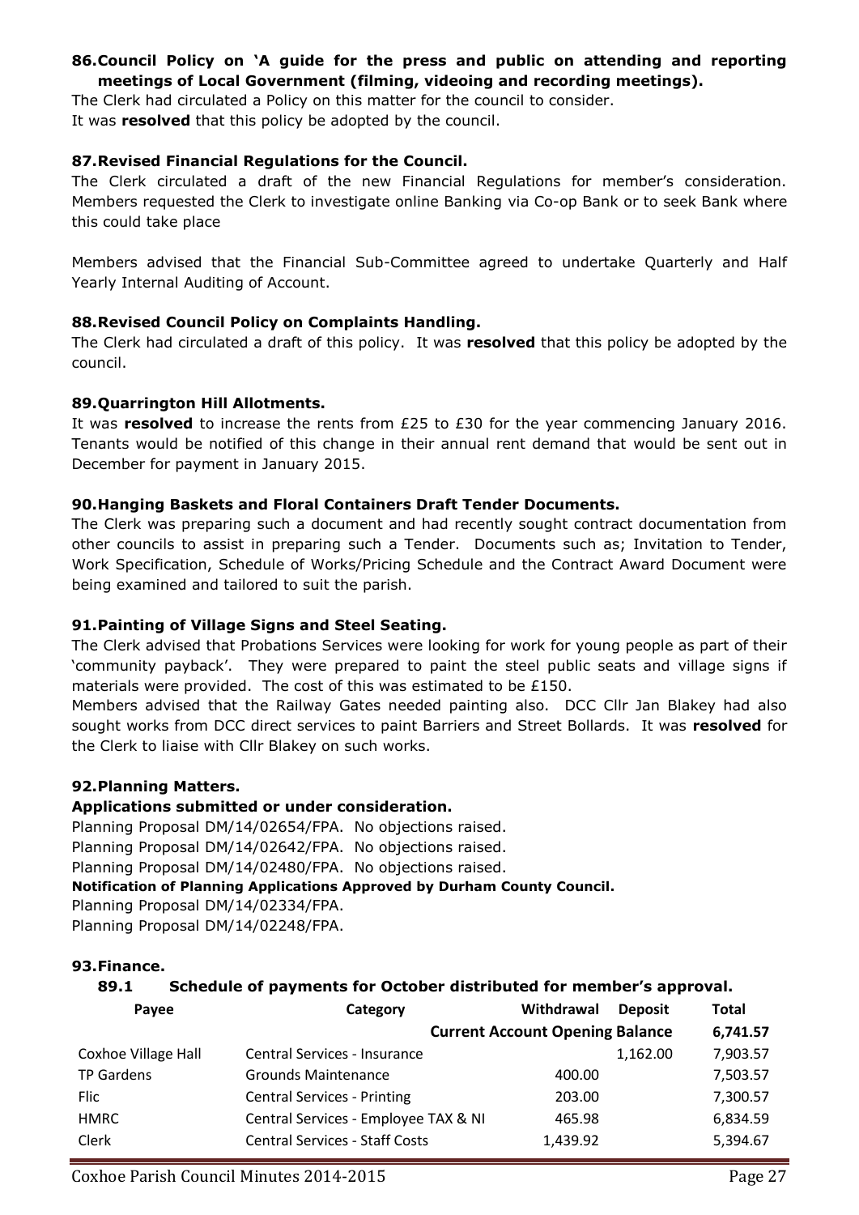### 86. Council Policy on 'A guide for the press and public on attending and reporting meetings of Local Government (filming, videoing and recording meetings).

The Clerk had circulated a Policy on this matter for the council to consider.
It was **resolved** that this policy be adopted by the council.

### 87. Revised Financial Regulations for the Council.

The Clerk circulated a draft of the new Financial Regulations for member's consideration. Members requested the Clerk to investigate online Banking via Co-op Bank or to seek Bank where this could take place

Members advised that the Financial Sub-Committee agreed to undertake Quarterly and Half Yearly Internal Auditing of Account.

### 88. Revised Council Policy on Complaints Handling.

The Clerk had circulated a draft of this policy. It was **resolved** that this policy be adopted by the council.

### 89. Quarrington Hill Allotments.

It was **resolved** to increase the rents from £25 to £30 for the year commencing January 2016. Tenants would be notified of this change in their annual rent demand that would be sent out in December for payment in January 2015.

### 90. Hanging Baskets and Floral Containers Draft Tender Documents.

The Clerk was preparing such a document and had recently sought contract documentation from other councils to assist in preparing such a Tender. Documents such as; Invitation to Tender, Work Specification, Schedule of Works/Pricing Schedule and the Contract Award Document were being examined and tailored to suit the parish.

### 91. Painting of Village Signs and Steel Seating.

The Clerk advised that Probations Services were looking for work for young people as part of their 'community payback'. They were prepared to paint the steel public seats and village signs if materials were provided. The cost of this was estimated to be £150.

Members advised that the Railway Gates needed painting also. DCC Cllr Jan Blakey had also sought works from DCC direct services to paint Barriers and Street Bollards. It was **resolved** for the Clerk to liaise with Cllr Blakey on such works.

### 92. Planning Matters.

**Applications submitted or under consideration.**

Planning Proposal DM/14/02654/FPA. No objections raised.
Planning Proposal DM/14/02642/FPA. No objections raised.
Planning Proposal DM/14/02480/FPA. No objections raised.

**Notification of Planning Applications Approved by Durham County Council.**

Planning Proposal DM/14/02334/FPA.
Planning Proposal DM/14/02248/FPA.

### 93. Finance.

**89.1 Schedule of payments for October distributed for member's approval.**

| Payee | Category | Withdrawal | Deposit | Total |
|---|---|---|---|---|
| | **Current Account Opening Balance** | | | **6,741.57** |
| Coxhoe Village Hall | Central Services - Insurance | | 1,162.00 | 7,903.57 |
| TP Gardens | Grounds Maintenance | 400.00 | | 7,503.57 |
| Flic | Central Services - Printing | 203.00 | | 7,300.57 |
| HMRC | Central Services - Employee TAX & NI | 465.98 | | 6,834.59 |
| Clerk | Central Services - Staff Costs | 1,439.92 | | 5,394.67 |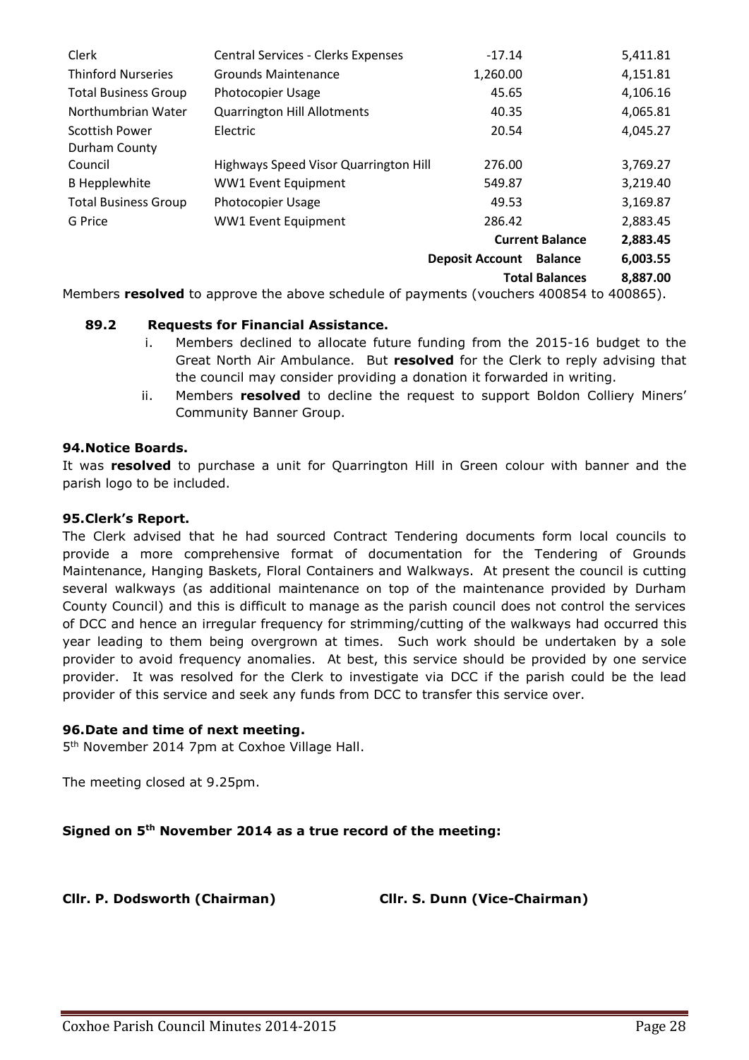| | | | |
|---|---|---|---|
| Clerk | Central Services - Clerks Expenses | -17.14 | 5,411.81 |
| Thinford Nurseries | Grounds Maintenance | 1,260.00 | 4,151.81 |
| Total Business Group | Photocopier Usage | 45.65 | 4,106.16 |
| Northumbrian Water | Quarrington Hill Allotments | 40.35 | 4,065.81 |
| Scottish Power | Electric | 20.54 | 4,045.27 |
| Durham County Council | Highways Speed Visor Quarrington Hill | 276.00 | 3,769.27 |
| B Hepplewhite | WW1 Event Equipment | 549.87 | 3,219.40 |
| Total Business Group | Photocopier Usage | 49.53 | 3,169.87 |
| G Price | WW1 Event Equipment | 286.42 | 2,883.45 |
| | | **Current Balance** | **2,883.45** |
| | | **Deposit Account Balance** | **6,003.55** |
| | | **Total Balances** | **8,887.00** |

Members **resolved** to approve the above schedule of payments (vouchers 400854 to 400865).

**89.2 Requests for Financial Assistance.**

i. Members declined to allocate future funding from the 2015-16 budget to the Great North Air Ambulance. But **resolved** for the Clerk to reply advising that the council may consider providing a donation it forwarded in writing.

ii. Members **resolved** to decline the request to support Boldon Colliery Miners' Community Banner Group.

**94.Notice Boards.**

It was **resolved** to purchase a unit for Quarrington Hill in Green colour with banner and the parish logo to be included.

**95.Clerk's Report.**

The Clerk advised that he had sourced Contract Tendering documents form local councils to provide a more comprehensive format of documentation for the Tendering of Grounds Maintenance, Hanging Baskets, Floral Containers and Walkways. At present the council is cutting several walkways (as additional maintenance on top of the maintenance provided by Durham County Council) and this is difficult to manage as the parish council does not control the services of DCC and hence an irregular frequency for strimming/cutting of the walkways had occurred this year leading to them being overgrown at times. Such work should be undertaken by a sole provider to avoid frequency anomalies. At best, this service should be provided by one service provider. It was resolved for the Clerk to investigate via DCC if the parish could be the lead provider of this service and seek any funds from DCC to transfer this service over.

**96.Date and time of next meeting.**

5th November 2014 7pm at Coxhoe Village Hall.

The meeting closed at 9.25pm.

**Signed on 5th November 2014 as a true record of the meeting:**

**Cllr. P. Dodsworth (Chairman)** **Cllr. S. Dunn (Vice-Chairman)**